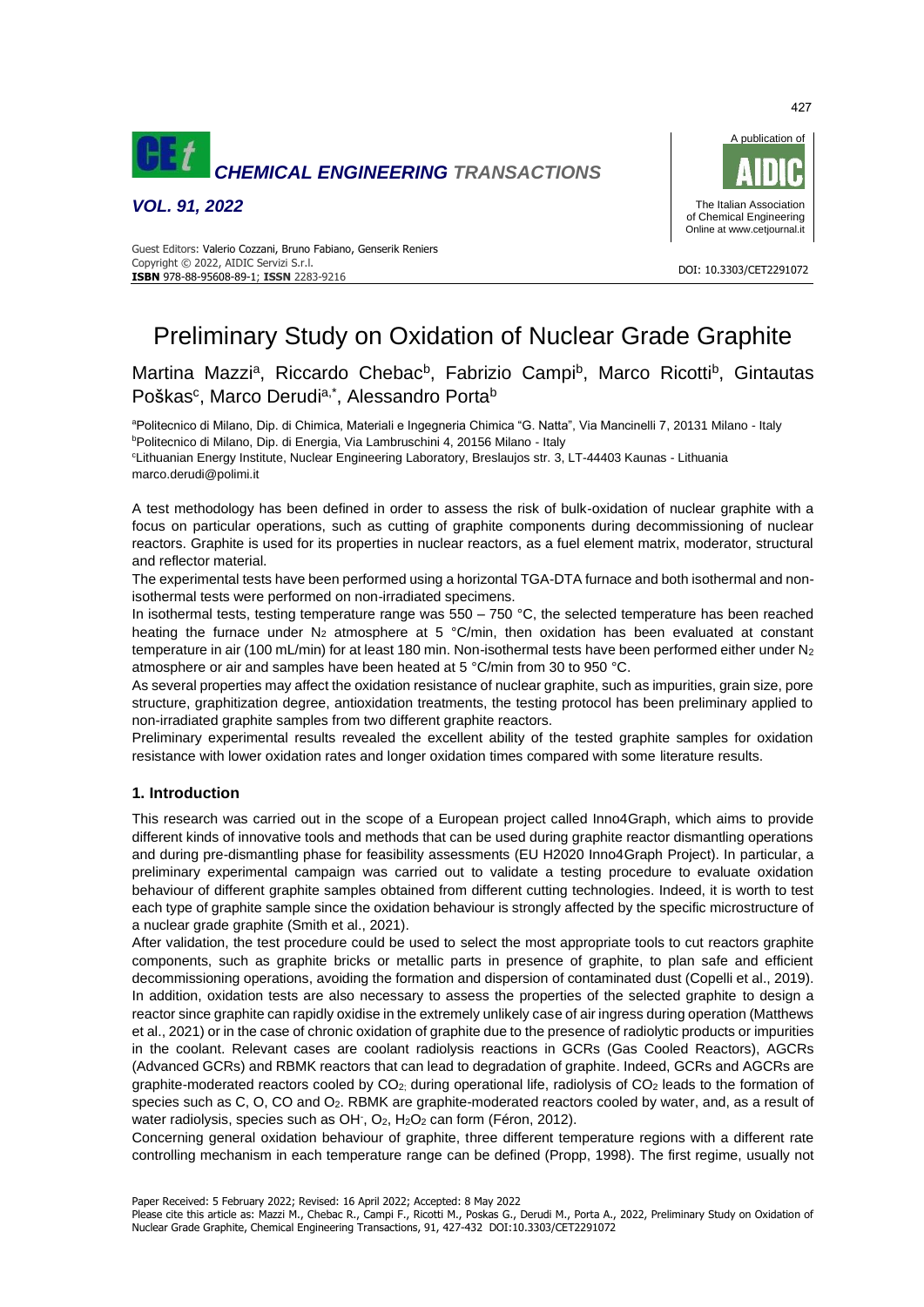# Preliminary Study on Oxidation of Nuclear Grade Graphite

Martina Mazzi[a], Riccardo Chebac[b], Fabrizio Campi[b], Marco Ricotti[b], Gintautas Poškas[c], Marco Derudi[a,*], Alessandro Porta[b]

[a]Politecnico di Milano, Dip. di Chimica, Materiali e Ingegneria Chimica "G. Natta", Via Mancinelli 7, 20131 Milano - Italy
[b]Politecnico di Milano, Dip. di Energia, Via Lambruschini 4, 20156 Milano - Italy
[c]Lithuanian Energy Institute, Nuclear Engineering Laboratory, Breslaujos str. 3, LT-44403 Kaunas - Lithuania
marco.derudi@polimi.it

A test methodology has been defined in order to assess the risk of bulk-oxidation of nuclear graphite with a focus on particular operations, such as cutting of graphite components during decommissioning of nuclear reactors. Graphite is used for its properties in nuclear reactors, as a fuel element matrix, moderator, structural and reflector material.

The experimental tests have been performed using a horizontal TGA-DTA furnace and both isothermal and non-isothermal tests were performed on non-irradiated specimens.

In isothermal tests, testing temperature range was 550 – 750 °C, the selected temperature has been reached heating the furnace under $N_2$ atmosphere at 5 °C/min, then oxidation has been evaluated at constant temperature in air (100 mL/min) for at least 180 min. Non-isothermal tests have been performed either under $N_2$ atmosphere or air and samples have been heated at 5 °C/min from 30 to 950 °C.

As several properties may affect the oxidation resistance of nuclear graphite, such as impurities, grain size, pore structure, graphitization degree, antioxidation treatments, the testing protocol has been preliminary applied to non-irradiated graphite samples from two different graphite reactors.

Preliminary experimental results revealed the excellent ability of the tested graphite samples for oxidation resistance with lower oxidation rates and longer oxidation times compared with some literature results.

## 1. Introduction

This research was carried out in the scope of a European project called Inno4Graph, which aims to provide different kinds of innovative tools and methods that can be used during graphite reactor dismantling operations and during pre-dismantling phase for feasibility assessments (EU H2020 Inno4Graph Project). In particular, a preliminary experimental campaign was carried out to validate a testing procedure to evaluate oxidation behaviour of different graphite samples obtained from different cutting technologies. Indeed, it is worth to test each type of graphite sample since the oxidation behaviour is strongly affected by the specific microstructure of a nuclear grade graphite (Smith et al., 2021).

After validation, the test procedure could be used to select the most appropriate tools to cut reactors graphite components, such as graphite bricks or metallic parts in presence of graphite, to plan safe and efficient decommissioning operations, avoiding the formation and dispersion of contaminated dust (Copelli et al., 2019). In addition, oxidation tests are also necessary to assess the properties of the selected graphite to design a reactor since graphite can rapidly oxidise in the extremely unlikely case of air ingress during operation (Matthews et al., 2021) or in the case of chronic oxidation of graphite due to the presence of radiolytic products or impurities in the coolant. Relevant cases are coolant radiolysis reactions in GCRs (Gas Cooled Reactors), AGCRs (Advanced GCRs) and RBMK reactors that can lead to degradation of graphite. Indeed, GCRs and AGCRs are graphite-moderated reactors cooled by $CO_2$; during operational life, radiolysis of $CO_2$ leads to the formation of species such as C, O, CO and $O_2$. RBMK are graphite-moderated reactors cooled by water, and, as a result of water radiolysis, species such as $OH^-$, $O_2$, $H_2O_2$ can form (Féron, 2012).

Concerning general oxidation behaviour of graphite, three different temperature regions with a different rate controlling mechanism in each temperature range can be defined (Propp, 1998). The first regime, usually not

Paper Received: 5 February 2022; Revised: 16 April 2022; Accepted: 8 May 2022

Please cite this article as: Mazzi M., Chebac R., Campi F., Ricotti M., Poskas G., Derudi M., Porta A., 2022, Preliminary Study on Oxidation of Nuclear Grade Graphite, Chemical Engineering Transactions, 91, 427-432 DOI:10.3303/CET2291072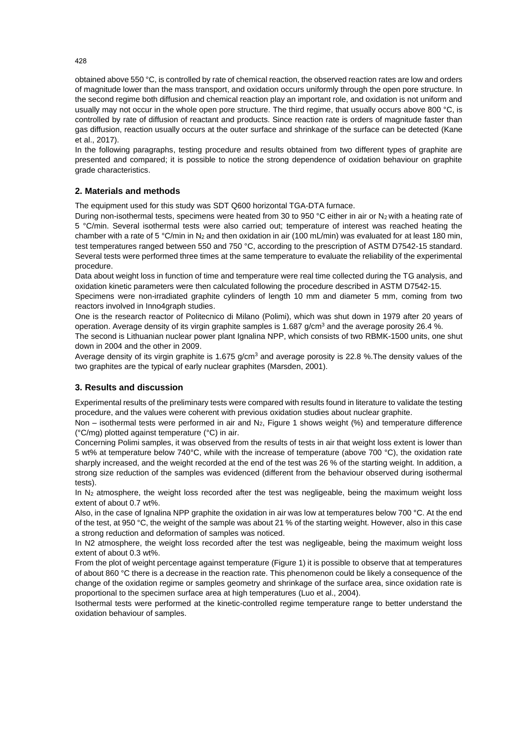obtained above 550 °C, is controlled by rate of chemical reaction, the observed reaction rates are low and orders of magnitude lower than the mass transport, and oxidation occurs uniformly through the open pore structure. In the second regime both diffusion and chemical reaction play an important role, and oxidation is not uniform and usually may not occur in the whole open pore structure. The third regime, that usually occurs above 800 °C, is controlled by rate of diffusion of reactant and products. Since reaction rate is orders of magnitude faster than gas diffusion, reaction usually occurs at the outer surface and shrinkage of the surface can be detected (Kane et al., 2017).

In the following paragraphs, testing procedure and results obtained from two different types of graphite are presented and compared; it is possible to notice the strong dependence of oxidation behaviour on graphite grade characteristics.

## 2. Materials and methods

The equipment used for this study was SDT Q600 horizontal TGA-DTA furnace.

During non-isothermal tests, specimens were heated from 30 to 950 °C either in air or $N_2$ with a heating rate of 5 °C/min. Several isothermal tests were also carried out; temperature of interest was reached heating the chamber with a rate of 5 °C/min in $N_2$ and then oxidation in air (100 mL/min) was evaluated for at least 180 min, test temperatures ranged between 550 and 750 °C, according to the prescription of ASTM D7542-15 standard. Several tests were performed three times at the same temperature to evaluate the reliability of the experimental procedure.

Data about weight loss in function of time and temperature were real time collected during the TG analysis, and oxidation kinetic parameters were then calculated following the procedure described in ASTM D7542-15.

Specimens were non-irradiated graphite cylinders of length 10 mm and diameter 5 mm, coming from two reactors involved in Inno4graph studies.

One is the research reactor of Politecnico di Milano (Polimi), which was shut down in 1979 after 20 years of operation. Average density of its virgin graphite samples is 1.687 g/cm$^3$ and the average porosity 26.4 %.

The second is Lithuanian nuclear power plant Ignalina NPP, which consists of two RBMK-1500 units, one shut down in 2004 and the other in 2009.

Average density of its virgin graphite is 1.675 g/cm$^3$ and average porosity is 22.8 %.The density values of the two graphites are the typical of early nuclear graphites (Marsden, 2001).

## 3. Results and discussion

Experimental results of the preliminary tests were compared with results found in literature to validate the testing procedure, and the values were coherent with previous oxidation studies about nuclear graphite.

Non – isothermal tests were performed in air and $N_2$, Figure 1 shows weight (%) and temperature difference (°C/mg) plotted against temperature (°C) in air.

Concerning Polimi samples, it was observed from the results of tests in air that weight loss extent is lower than 5 wt% at temperature below 740°C, while with the increase of temperature (above 700 °C), the oxidation rate sharply increased, and the weight recorded at the end of the test was 26 % of the starting weight. In addition, a strong size reduction of the samples was evidenced (different from the behaviour observed during isothermal tests).

In $N_2$ atmosphere, the weight loss recorded after the test was negligeable, being the maximum weight loss extent of about 0.7 wt%.

Also, in the case of Ignalina NPP graphite the oxidation in air was low at temperatures below 700 °C. At the end of the test, at 950 °C, the weight of the sample was about 21 % of the starting weight. However, also in this case a strong reduction and deformation of samples was noticed.

In N2 atmosphere, the weight loss recorded after the test was negligeable, being the maximum weight loss extent of about 0.3 wt%.

From the plot of weight percentage against temperature (Figure 1) it is possible to observe that at temperatures of about 860 °C there is a decrease in the reaction rate. This phenomenon could be likely a consequence of the change of the oxidation regime or samples geometry and shrinkage of the surface area, since oxidation rate is proportional to the specimen surface area at high temperatures (Luo et al., 2004).

Isothermal tests were performed at the kinetic-controlled regime temperature range to better understand the oxidation behaviour of samples.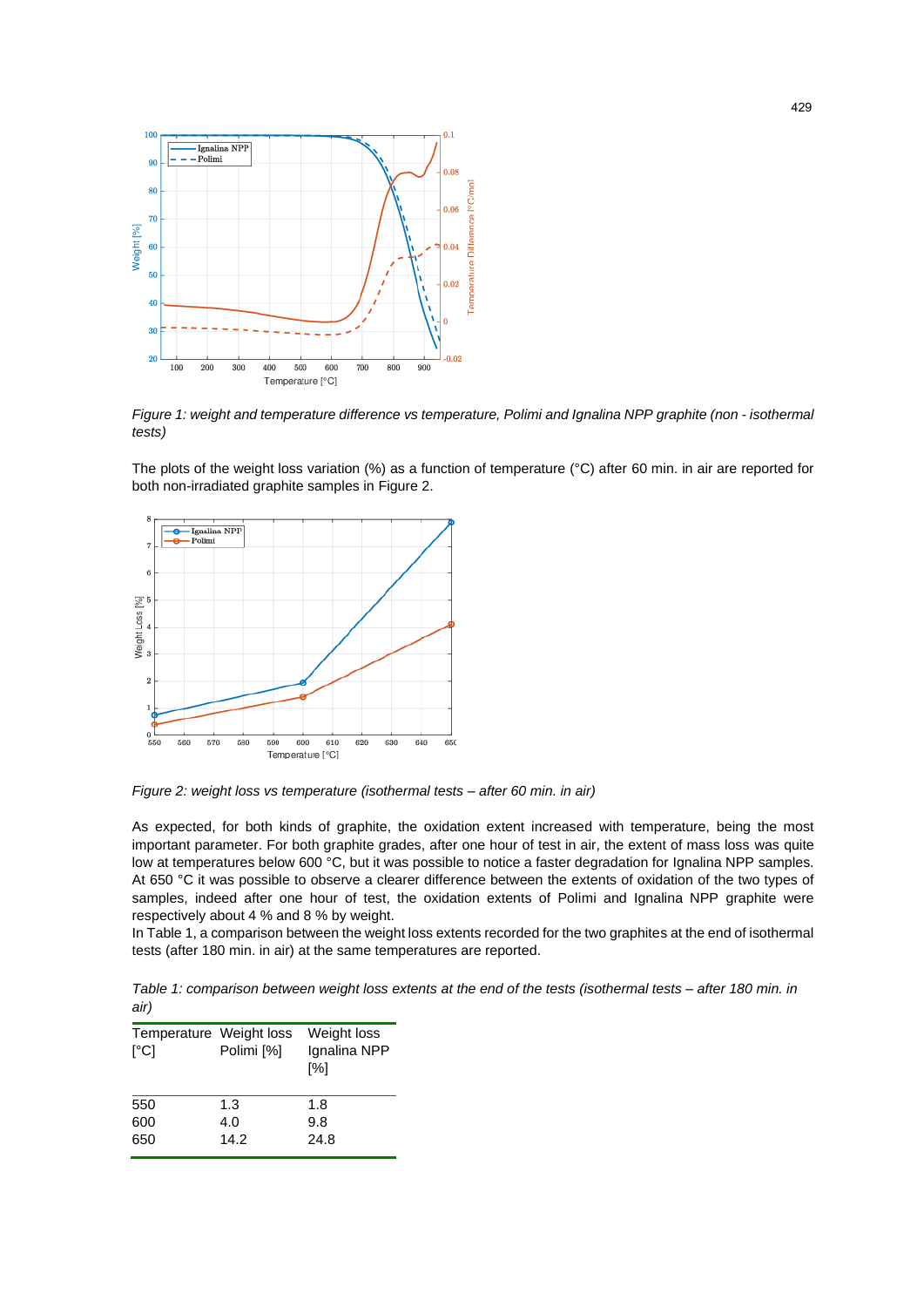*Figure 1: weight and temperature difference vs temperature, Polimi and Ignalina NPP graphite (non - isothermal tests)*

The plots of the weight loss variation (%) as a function of temperature (°C) after 60 min. in air are reported for both non-irradiated graphite samples in Figure 2.

*Figure 2: weight loss vs temperature (isothermal tests – after 60 min. in air)*

As expected, for both kinds of graphite, the oxidation extent increased with temperature, being the most important parameter. For both graphite grades, after one hour of test in air, the extent of mass loss was quite low at temperatures below 600 °C, but it was possible to notice a faster degradation for Ignalina NPP samples. At 650 °C it was possible to observe a clearer difference between the extents of oxidation of the two types of samples, indeed after one hour of test, the oxidation extents of Polimi and Ignalina NPP graphite were respectively about 4 % and 8 % by weight.

In Table 1, a comparison between the weight loss extents recorded for the two graphites at the end of isothermal tests (after 180 min. in air) at the same temperatures are reported.

*Table 1: comparison between weight loss extents at the end of the tests (isothermal tests – after 180 min. in air)*

| Temperature [°C] | Weight loss Polimi [%] | Weight loss Ignalina NPP [%] |
|---|---|---|
| 550 | 1.3 | 1.8 |
| 600 | 4.0 | 9.8 |
| 650 | 14.2 | 24.8 |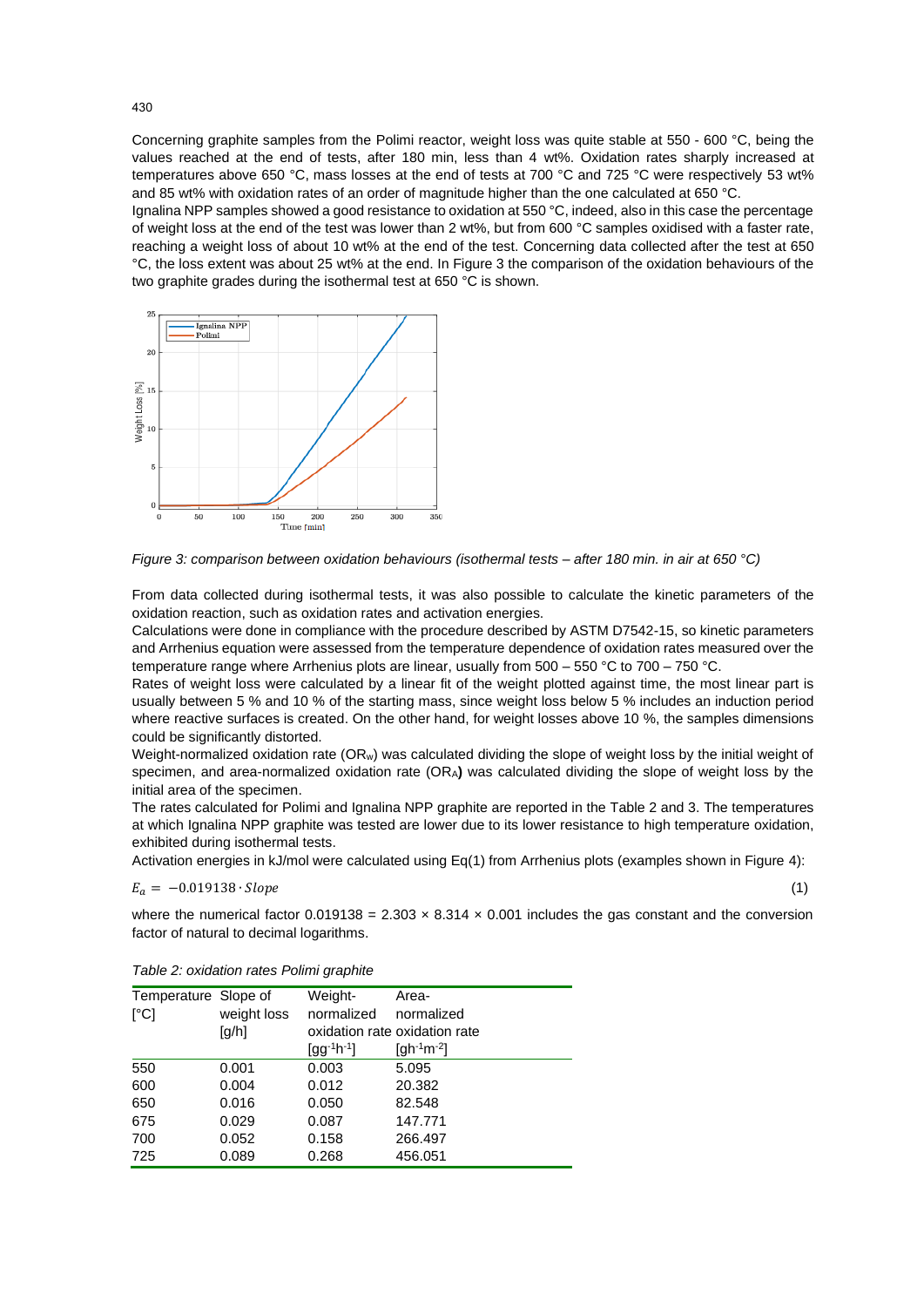Concerning graphite samples from the Polimi reactor, weight loss was quite stable at 550 - 600 °C, being the values reached at the end of tests, after 180 min, less than 4 wt%. Oxidation rates sharply increased at temperatures above 650 °C, mass losses at the end of tests at 700 °C and 725 °C were respectively 53 wt% and 85 wt% with oxidation rates of an order of magnitude higher than the one calculated at 650 °C.

Ignalina NPP samples showed a good resistance to oxidation at 550 °C, indeed, also in this case the percentage of weight loss at the end of the test was lower than 2 wt%, but from 600 °C samples oxidised with a faster rate, reaching a weight loss of about 10 wt% at the end of the test. Concerning data collected after the test at 650 °C, the loss extent was about 25 wt% at the end. In Figure 3 the comparison of the oxidation behaviours of the two graphite grades during the isothermal test at 650 °C is shown.

*Figure 3: comparison between oxidation behaviours (isothermal tests – after 180 min. in air at 650 °C)*

From data collected during isothermal tests, it was also possible to calculate the kinetic parameters of the oxidation reaction, such as oxidation rates and activation energies.

Calculations were done in compliance with the procedure described by ASTM D7542-15, so kinetic parameters and Arrhenius equation were assessed from the temperature dependence of oxidation rates measured over the temperature range where Arrhenius plots are linear, usually from 500 – 550 °C to 700 – 750 °C.

Rates of weight loss were calculated by a linear fit of the weight plotted against time, the most linear part is usually between 5 % and 10 % of the starting mass, since weight loss below 5 % includes an induction period where reactive surfaces is created. On the other hand, for weight losses above 10 %, the samples dimensions could be significantly distorted.

Weight-normalized oxidation rate ($OR_W$) was calculated dividing the slope of weight loss by the initial weight of specimen, and area-normalized oxidation rate ($OR_A$**)** was calculated dividing the slope of weight loss by the initial area of the specimen.

The rates calculated for Polimi and Ignalina NPP graphite are reported in the Table 2 and 3. The temperatures at which Ignalina NPP graphite was tested are lower due to its lower resistance to high temperature oxidation, exhibited during isothermal tests.

Activation energies in kJ/mol were calculated using Eq(1) from Arrhenius plots (examples shown in Figure 4):

$$E_a = -0.019138 \cdot Slope \tag{1}$$

where the numerical factor 0.019138 = 2.303 × 8.314 × 0.001 includes the gas constant and the conversion factor of natural to decimal logarithms.

*Table 2: oxidation rates Polimi graphite*

| Temperature [°C] | Slope of weight loss [g/h] | Weight-normalized oxidation rate [$gg^{-1}h^{-1}$] | Area-normalized oxidation rate [$gh^{-1}m^{-2}$] |
|---|---|---|---|
| 550 | 0.001 | 0.003 | 5.095 |
| 600 | 0.004 | 0.012 | 20.382 |
| 650 | 0.016 | 0.050 | 82.548 |
| 675 | 0.029 | 0.087 | 147.771 |
| 700 | 0.052 | 0.158 | 266.497 |
| 725 | 0.089 | 0.268 | 456.051 |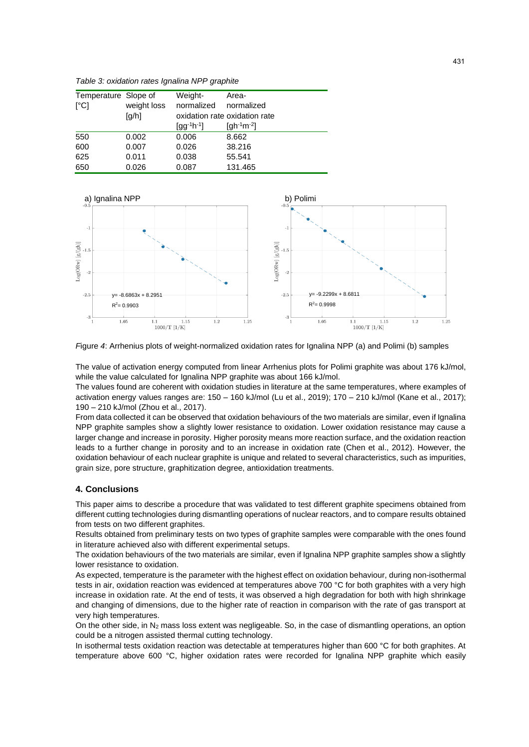*Table 3: oxidation rates Ignalina NPP graphite*

| Temperature [°C] | Slope of weight loss [g/h] | Weight-normalized oxidation rate [$gg^{-1}h^{-1}$] | Area-normalized oxidation rate [$gh^{-1}m^{-2}$] |
|---|---|---|---|
| 550 | 0.002 | 0.006 | 8.662 |
| 600 | 0.007 | 0.026 | 38.216 |
| 625 | 0.011 | 0.038 | 55.541 |
| 650 | 0.026 | 0.087 | 131.465 |

*F*igure *4*: Arrhenius plots of weight-normalized oxidation rates for Ignalina NPP (a) and Polimi (b) samples

The value of activation energy computed from linear Arrhenius plots for Polimi graphite was about 176 kJ/mol, while the value calculated for Ignalina NPP graphite was about 166 kJ/mol.

The values found are coherent with oxidation studies in literature at the same temperatures, where examples of activation energy values ranges are: 150 – 160 kJ/mol (Lu et al., 2019); 170 – 210 kJ/mol (Kane et al., 2017); 190 – 210 kJ/mol (Zhou et al., 2017).

From data collected it can be observed that oxidation behaviours of the two materials are similar, even if Ignalina NPP graphite samples show a slightly lower resistance to oxidation. Lower oxidation resistance may cause a larger change and increase in porosity. Higher porosity means more reaction surface, and the oxidation reaction leads to a further change in porosity and to an increase in oxidation rate (Chen et al., 2012). However, the oxidation behaviour of each nuclear graphite is unique and related to several characteristics, such as impurities, grain size, pore structure, graphitization degree, antioxidation treatments.

## 4. Conclusions

This paper aims to describe a procedure that was validated to test different graphite specimens obtained from different cutting technologies during dismantling operations of nuclear reactors, and to compare results obtained from tests on two different graphites.

Results obtained from preliminary tests on two types of graphite samples were comparable with the ones found in literature achieved also with different experimental setups.

The oxidation behaviours of the two materials are similar, even if Ignalina NPP graphite samples show a slightly lower resistance to oxidation.

As expected, temperature is the parameter with the highest effect on oxidation behaviour, during non-isothermal tests in air, oxidation reaction was evidenced at temperatures above 700 °C for both graphites with a very high increase in oxidation rate. At the end of tests, it was observed a high degradation for both with high shrinkage and changing of dimensions, due to the higher rate of reaction in comparison with the rate of gas transport at very high temperatures.

On the other side, in $N_2$ mass loss extent was negligeable. So, in the case of dismantling operations, an option could be a nitrogen assisted thermal cutting technology.

In isothermal tests oxidation reaction was detectable at temperatures higher than 600 °C for both graphites. At temperature above 600 °C, higher oxidation rates were recorded for Ignalina NPP graphite which easily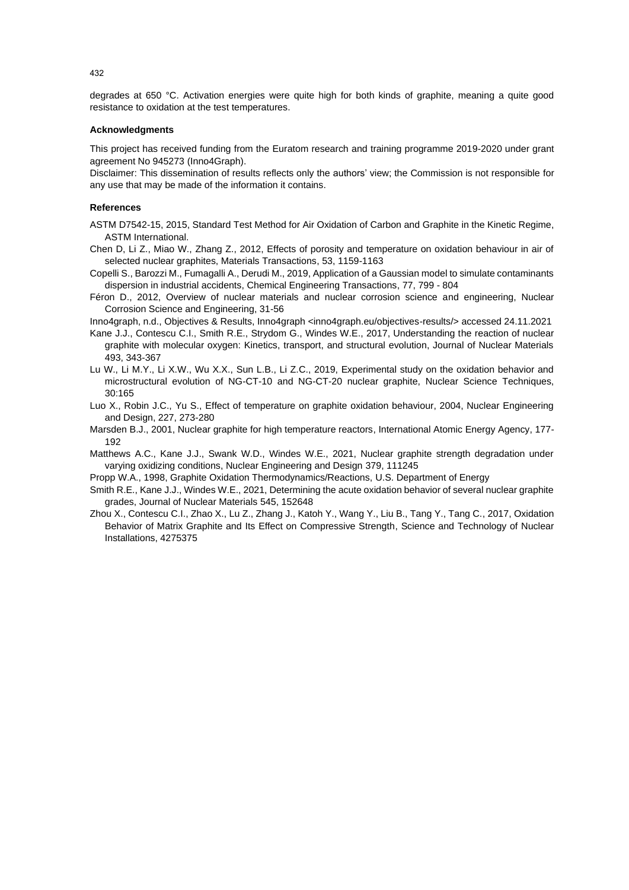degrades at 650 °C. Activation energies were quite high for both kinds of graphite, meaning a quite good resistance to oxidation at the test temperatures.

**Acknowledgments**

This project has received funding from the Euratom research and training programme 2019-2020 under grant agreement No 945273 (Inno4Graph).

Disclaimer: This dissemination of results reflects only the authors' view; the Commission is not responsible for any use that may be made of the information it contains.

**References**

ASTM D7542-15, 2015, Standard Test Method for Air Oxidation of Carbon and Graphite in the Kinetic Regime, ASTM International.

Chen D, Li Z., Miao W., Zhang Z., 2012, Effects of porosity and temperature on oxidation behaviour in air of selected nuclear graphites, Materials Transactions, 53, 1159-1163

Copelli S., Barozzi M., Fumagalli A., Derudi M., 2019, Application of a Gaussian model to simulate contaminants dispersion in industrial accidents, Chemical Engineering Transactions, 77, 799 - 804

Féron D., 2012, Overview of nuclear materials and nuclear corrosion science and engineering, Nuclear Corrosion Science and Engineering, 31-56

Inno4graph, n.d., Objectives & Results, Inno4graph <inno4graph.eu/objectives-results/> accessed 24.11.2021

Kane J.J., Contescu C.I., Smith R.E., Strydom G., Windes W.E., 2017, Understanding the reaction of nuclear graphite with molecular oxygen: Kinetics, transport, and structural evolution, Journal of Nuclear Materials 493, 343-367

Lu W., Li M.Y., Li X.W., Wu X.X., Sun L.B., Li Z.C., 2019, Experimental study on the oxidation behavior and microstructural evolution of NG-CT-10 and NG-CT-20 nuclear graphite, Nuclear Science Techniques, 30:165

Luo X., Robin J.C., Yu S., Effect of temperature on graphite oxidation behaviour, 2004, Nuclear Engineering and Design, 227, 273-280

Marsden B.J., 2001, Nuclear graphite for high temperature reactors, International Atomic Energy Agency, 177-192

Matthews A.C., Kane J.J., Swank W.D., Windes W.E., 2021, Nuclear graphite strength degradation under varying oxidizing conditions, Nuclear Engineering and Design 379, 111245

Propp W.A., 1998, Graphite Oxidation Thermodynamics/Reactions, U.S. Department of Energy

Smith R.E., Kane J.J., Windes W.E., 2021, Determining the acute oxidation behavior of several nuclear graphite grades, Journal of Nuclear Materials 545, 152648

Zhou X., Contescu C.I., Zhao X., Lu Z., Zhang J., Katoh Y., Wang Y., Liu B., Tang Y., Tang C., 2017, Oxidation Behavior of Matrix Graphite and Its Effect on Compressive Strength, Science and Technology of Nuclear Installations, 4275375